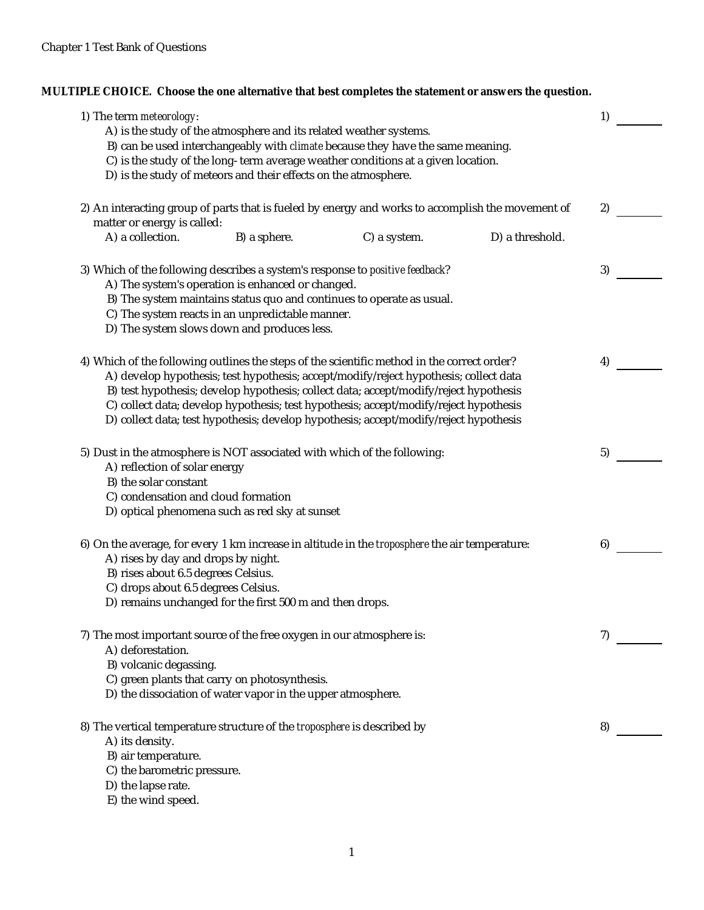Chapter 1 Test Bank of Questions

**MULTIPLE CHOICE. Choose the one alternative that best completes the statement or answers the question.**

1) The term *meteorology*: 1) ________
   A) is the study of the atmosphere and its related weather systems.
   B) can be used interchangeably with *climate* because they have the same meaning.
   C) is the study of the long- term average weather conditions at a given location.
   D) is the study of meteors and their effects on the atmosphere.

2) An interacting group of parts that is fueled by energy and works to accomplish the movement of matter or energy is called: 2) ________
   A) a collection. B) a sphere. C) a system. D) a threshold.

3) Which of the following describes a system's response to *positive feedback*? 3) ________
   A) The system's operation is enhanced or changed.
   B) The system maintains status quo and continues to operate as usual.
   C) The system reacts in an unpredictable manner.
   D) The system slows down and produces less.

4) Which of the following outlines the steps of the scientific method in the correct order? 4) ________
   A) develop hypothesis; test hypothesis; accept/modify/reject hypothesis; collect data
   B) test hypothesis; develop hypothesis; collect data; accept/modify/reject hypothesis
   C) collect data; develop hypothesis; test hypothesis; accept/modify/reject hypothesis
   D) collect data; test hypothesis; develop hypothesis; accept/modify/reject hypothesis

5) Dust in the atmosphere is NOT associated with which of the following: 5) ________
   A) reflection of solar energy
   B) the solar constant
   C) condensation and cloud formation
   D) optical phenomena such as red sky at sunset

6) On the average, for every 1 km increase in altitude in the *troposphere* the air temperature: 6) ________
   A) rises by day and drops by night.
   B) rises about 6.5 degrees Celsius.
   C) drops about 6.5 degrees Celsius.
   D) remains unchanged for the first 500 m and then drops.

7) The most important source of the free oxygen in our atmosphere is: 7) ________
   A) deforestation.
   B) volcanic degassing.
   C) green plants that carry on photosynthesis.
   D) the dissociation of water vapor in the upper atmosphere.

8) The vertical temperature structure of the *troposphere* is described by 8) ________
   A) its density.
   B) air temperature.
   C) the barometric pressure.
   D) the lapse rate.
   E) the wind speed.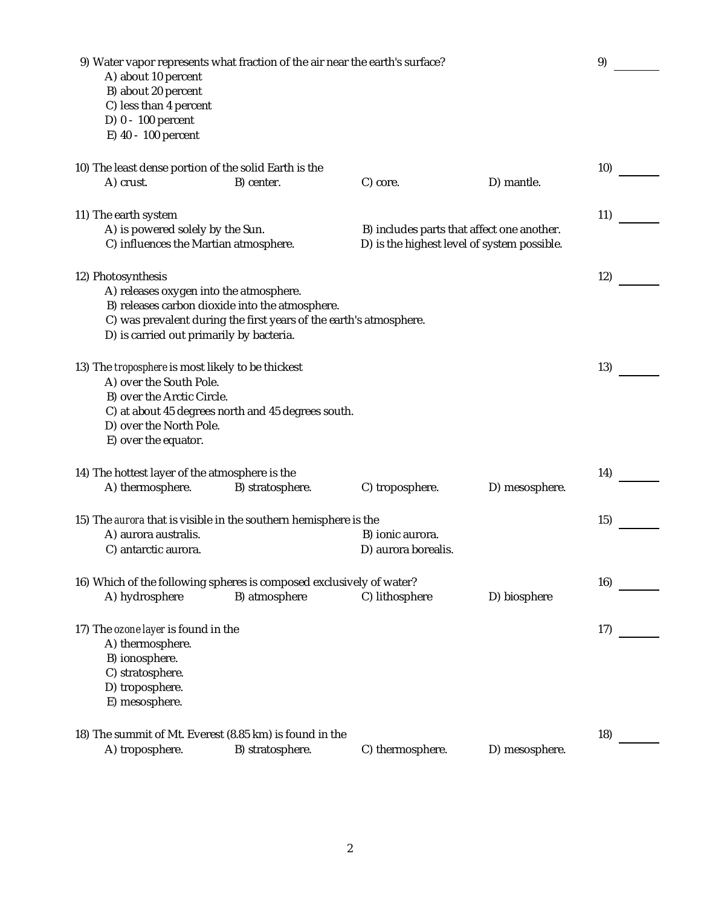9) Water vapor represents what fraction of the air near the earth's surface? 9) ________

A) about 10 percent
B) about 20 percent
C) less than 4 percent
D) 0 - 100 percent
E) 40 - 100 percent

10) The least dense portion of the solid Earth is the 10) ________

A) crust.
B) center.
C) core.
D) mantle.

11) The earth system 11) ________

A) is powered solely by the Sun.
B) includes parts that affect one another.
C) influences the Martian atmosphere.
D) is the highest level of system possible.

12) Photosynthesis 12) ________

A) releases oxygen into the atmosphere.
B) releases carbon dioxide into the atmosphere.
C) was prevalent during the first years of the earth's atmosphere.
D) is carried out primarily by bacteria.

13) The *troposphere* is most likely to be thickest 13) ________

A) over the South Pole.
B) over the Arctic Circle.
C) at about 45 degrees north and 45 degrees south.
D) over the North Pole.
E) over the equator.

14) The hottest layer of the atmosphere is the 14) ________

A) thermosphere.
B) stratosphere.
C) troposphere.
D) mesosphere.

15) The *aurora* that is visible in the southern hemisphere is the 15) ________

A) aurora australis.
B) ionic aurora.
C) antarctic aurora.
D) aurora borealis.

16) Which of the following spheres is composed exclusively of water? 16) ________

A) hydrosphere
B) atmosphere
C) lithosphere
D) biosphere

17) The *ozone layer* is found in the 17) ________

A) thermosphere.
B) ionosphere.
C) stratosphere.
D) troposphere.
E) mesosphere.

18) The summit of Mt. Everest (8.85 km) is found in the 18) ________

A) troposphere.
B) stratosphere.
C) thermosphere.
D) mesosphere.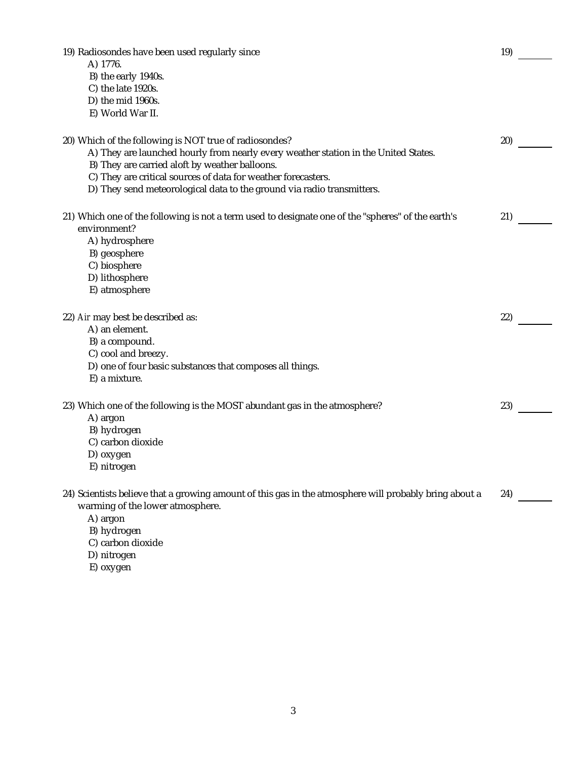19) Radiosondes have been used regularly since 19) _______
- A) 1776.
- B) the early 1940s.
- C) the late 1920s.
- D) the mid 1960s.
- E) World War II.

20) Which of the following is NOT true of radiosondes? 20) _______
- A) They are launched hourly from nearly every weather station in the United States.
- B) They are carried aloft by weather balloons.
- C) They are critical sources of data for weather forecasters.
- D) They send meteorological data to the ground via radio transmitters.

21) Which one of the following is not a term used to designate one of the "spheres" of the earth's environment? 21) _______
- A) hydrosphere
- B) geosphere
- C) biosphere
- D) lithosphere
- E) atmosphere

22) *Air* may best be described as: 22) _______
- A) an element.
- B) a compound.
- C) cool and breezy.
- D) one of four basic substances that composes all things.
- E) a mixture.

23) Which one of the following is the MOST abundant gas in the atmosphere? 23) _______
- A) argon
- B) hydrogen
- C) carbon dioxide
- D) oxygen
- E) nitrogen

24) Scientists believe that a growing amount of this gas in the atmosphere will probably bring about a warming of the lower atmosphere. 24) _______
- A) argon
- B) hydrogen
- C) carbon dioxide
- D) nitrogen
- E) oxygen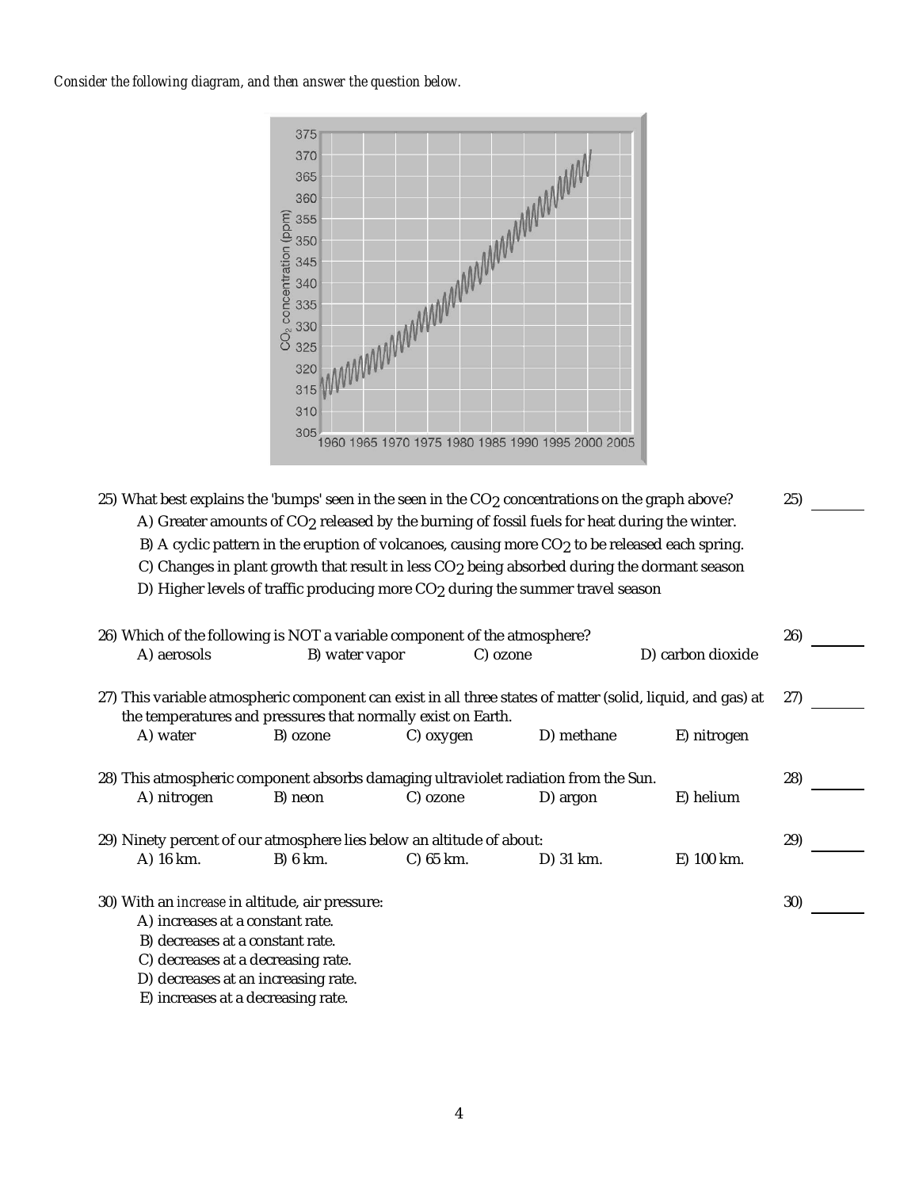*Consider the following diagram, and then answer the question below.*

25) What best explains the 'bumps' seen in the seen in the $CO_2$ concentrations on the graph above? 25) ________

A) Greater amounts of $CO_2$ released by the burning of fossil fuels for heat during the winter.
B) A cyclic pattern in the eruption of volcanoes, causing more $CO_2$ to be released each spring.
C) Changes in plant growth that result in less $CO_2$ being absorbed during the dormant season
D) Higher levels of traffic producing more $CO_2$ during the summer travel season

26) Which of the following is NOT a variable component of the atmosphere? 26) ________

A) aerosols B) water vapor C) ozone D) carbon dioxide

27) This variable atmospheric component can exist in all three states of matter (solid, liquid, and gas) at the temperatures and pressures that normally exist on Earth. 27) ________

A) water B) ozone C) oxygen D) methane E) nitrogen

28) This atmospheric component absorbs damaging ultraviolet radiation from the Sun. 28) ________

A) nitrogen B) neon C) ozone D) argon E) helium

29) Ninety percent of our atmosphere lies below an altitude of about: 29) ________

A) 16 km. B) 6 km. C) 65 km. D) 31 km. E) 100 km.

30) With an *increase* in altitude, air pressure: 30) ________

A) increases at a constant rate.
B) decreases at a constant rate.
C) decreases at a decreasing rate.
D) decreases at an increasing rate.
E) increases at a decreasing rate.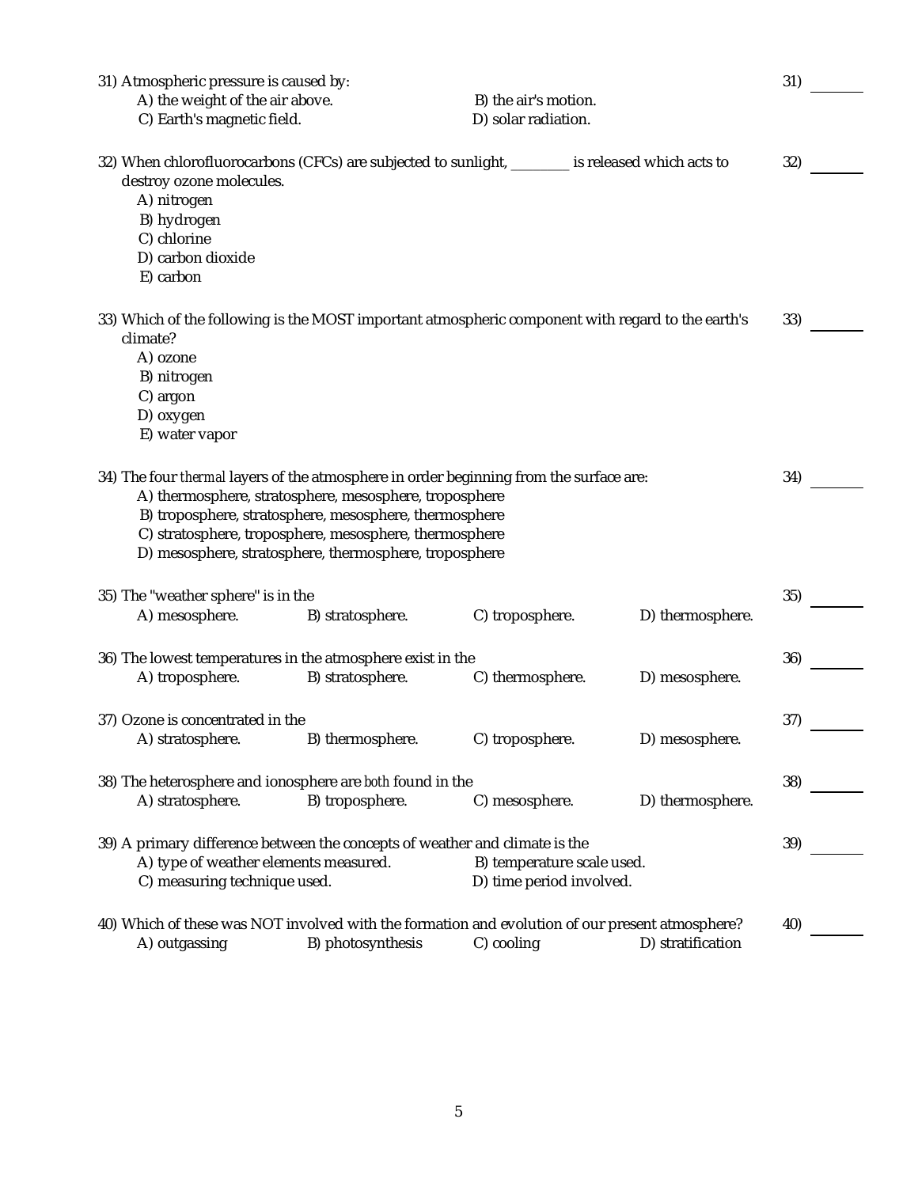31) Atmospheric pressure is caused by: 31) ______

A) the weight of the air above.
B) the air's motion.
C) Earth's magnetic field.
D) solar radiation.

32) When chlorofluorocarbons (CFCs) are subjected to sunlight, ________ is released which acts to destroy ozone molecules. 32) ______

A) nitrogen
B) hydrogen
C) chlorine
D) carbon dioxide
E) carbon

33) Which of the following is the MOST important atmospheric component with regard to the earth's climate? 33) ______

A) ozone
B) nitrogen
C) argon
D) oxygen
E) water vapor

34) The four *thermal* layers of the atmosphere in order beginning from the surface are: 34) ______

A) thermosphere, stratosphere, mesosphere, troposphere
B) troposphere, stratosphere, mesosphere, thermosphere
C) stratosphere, troposphere, mesosphere, thermosphere
D) mesosphere, stratosphere, thermosphere, troposphere

35) The "weather sphere" is in the 35) ______

A) mesosphere.
B) stratosphere.
C) troposphere.
D) thermosphere.

36) The lowest temperatures in the atmosphere exist in the 36) ______

A) troposphere.
B) stratosphere.
C) thermosphere.
D) mesosphere.

37) Ozone is concentrated in the 37) ______

A) stratosphere.
B) thermosphere.
C) troposphere.
D) mesosphere.

38) The heterosphere and ionosphere are *both* found in the 38) ______

A) stratosphere.
B) troposphere.
C) mesosphere.
D) thermosphere.

39) A primary difference between the concepts of weather and climate is the 39) ______

A) type of weather elements measured.
B) temperature scale used.
C) measuring technique used.
D) time period involved.

40) Which of these was NOT involved with the formation and evolution of our present atmosphere? 40) ______

A) outgassing
B) photosynthesis
C) cooling
D) stratification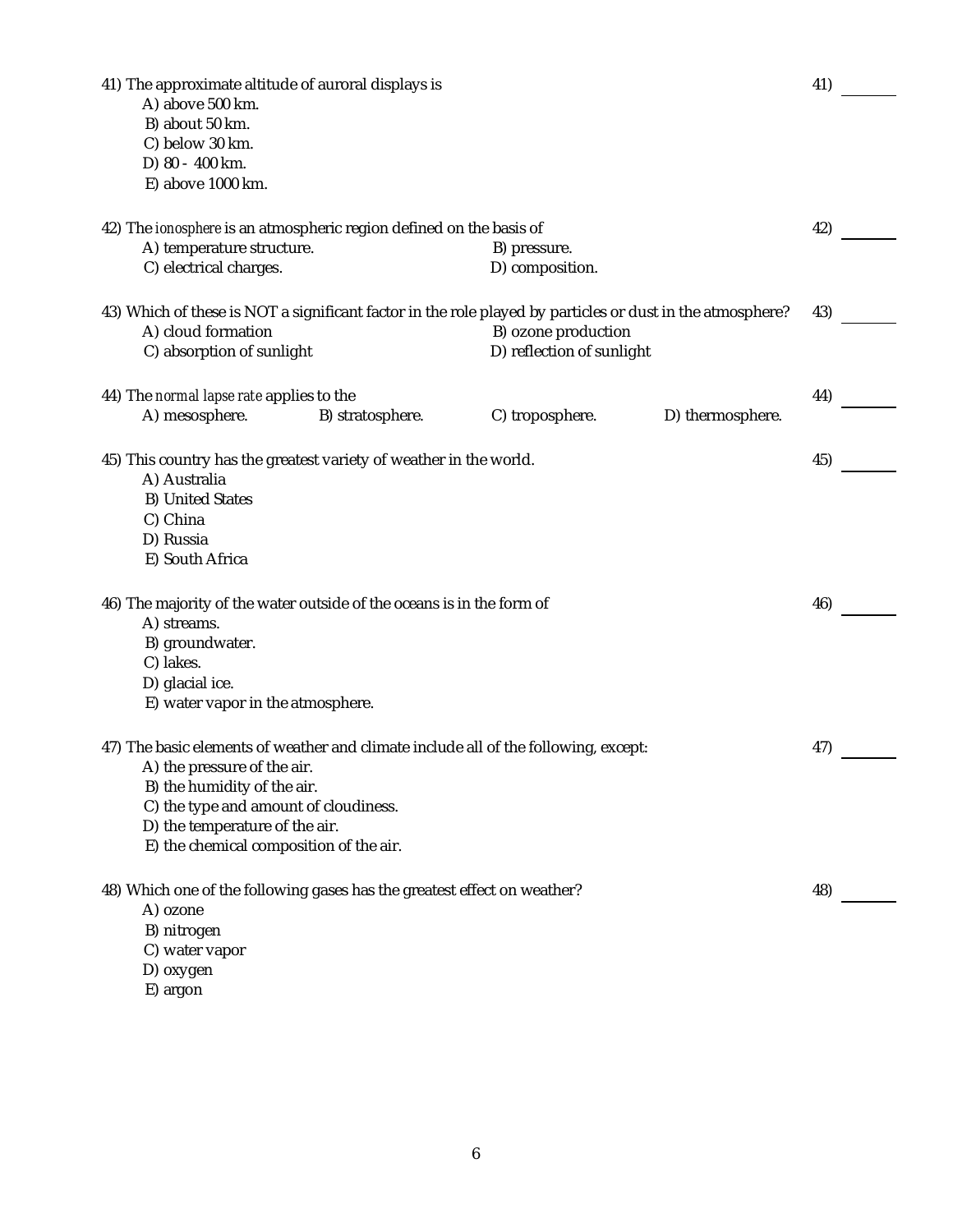41) The approximate altitude of auroral displays is 41) ______

A) above 500 km.
B) about 50 km.
C) below 30 km.
D) 80 - 400 km.
E) above 1000 km.

42) The *ionosphere* is an atmospheric region defined on the basis of 42) ______

A) temperature structure.
B) pressure.
C) electrical charges.
D) composition.

43) Which of these is NOT a significant factor in the role played by particles or dust in the atmosphere? 43) ______

A) cloud formation
B) ozone production
C) absorption of sunlight
D) reflection of sunlight

44) The *normal lapse rate* applies to the 44) ______

A) mesosphere.
B) stratosphere.
C) troposphere.
D) thermosphere.

45) This country has the greatest variety of weather in the world. 45) ______

A) Australia
B) United States
C) China
D) Russia
E) South Africa

46) The majority of the water outside of the oceans is in the form of 46) ______

A) streams.
B) groundwater.
C) lakes.
D) glacial ice.
E) water vapor in the atmosphere.

47) The basic elements of weather and climate include all of the following, except: 47) ______

A) the pressure of the air.
B) the humidity of the air.
C) the type and amount of cloudiness.
D) the temperature of the air.
E) the chemical composition of the air.

48) Which one of the following gases has the greatest effect on weather? 48) ______

A) ozone
B) nitrogen
C) water vapor
D) oxygen
E) argon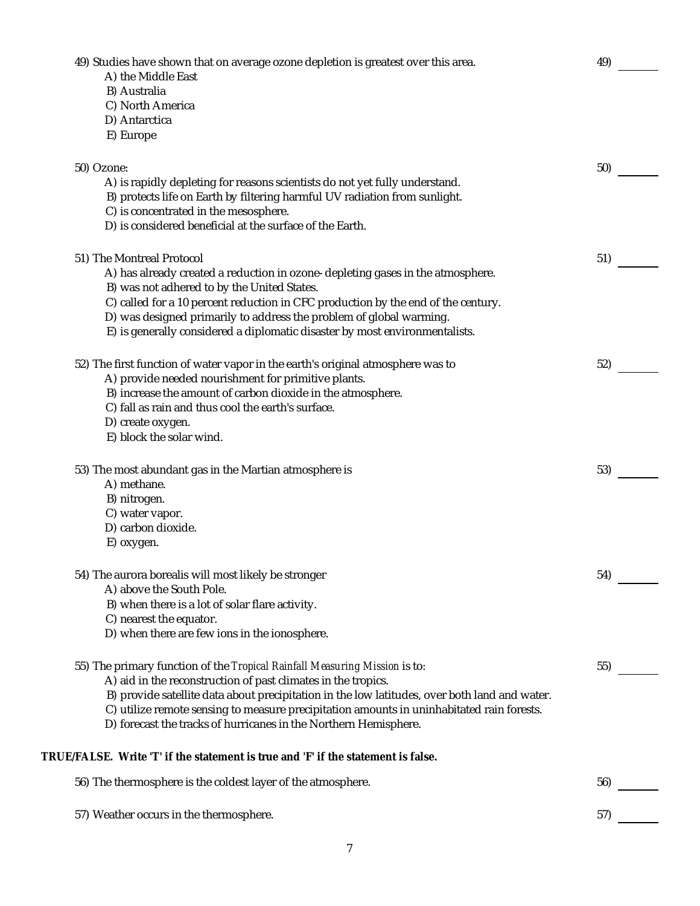49) Studies have shown that on average ozone depletion is greatest over this area. 49) ______

A) the Middle East
B) Australia
C) North America
D) Antarctica
E) Europe

50) Ozone: 50) ______

A) is rapidly depleting for reasons scientists do not yet fully understand.
B) protects life on Earth by filtering harmful UV radiation from sunlight.
C) is concentrated in the mesosphere.
D) is considered beneficial at the surface of the Earth.

51) The Montreal Protocol 51) ______

A) has already created a reduction in ozone- depleting gases in the atmosphere.
B) was not adhered to by the United States.
C) called for a 10 percent reduction in CFC production by the end of the century.
D) was designed primarily to address the problem of global warming.
E) is generally considered a diplomatic disaster by most environmentalists.

52) The first function of water vapor in the earth's original atmosphere was to 52) ______

A) provide needed nourishment for primitive plants.
B) increase the amount of carbon dioxide in the atmosphere.
C) fall as rain and thus cool the earth's surface.
D) create oxygen.
E) block the solar wind.

53) The most abundant gas in the Martian atmosphere is 53) ______

A) methane.
B) nitrogen.
C) water vapor.
D) carbon dioxide.
E) oxygen.

54) The aurora borealis will most likely be stronger 54) ______

A) above the South Pole.
B) when there is a lot of solar flare activity.
C) nearest the equator.
D) when there are few ions in the ionosphere.

55) The primary function of the *Tropical Rainfall Measuring Mission* is to: 55) ______

A) aid in the reconstruction of past climates in the tropics.
B) provide satellite data about precipitation in the low latitudes, over both land and water.
C) utilize remote sensing to measure precipitation amounts in uninhabitated rain forests.
D) forecast the tracks of hurricanes in the Northern Hemisphere.

**TRUE/FALSE. Write 'T' if the statement is true and 'F' if the statement is false.**

56) The thermosphere is the coldest layer of the atmosphere. 56) ______

57) Weather occurs in the thermosphere. 57) ______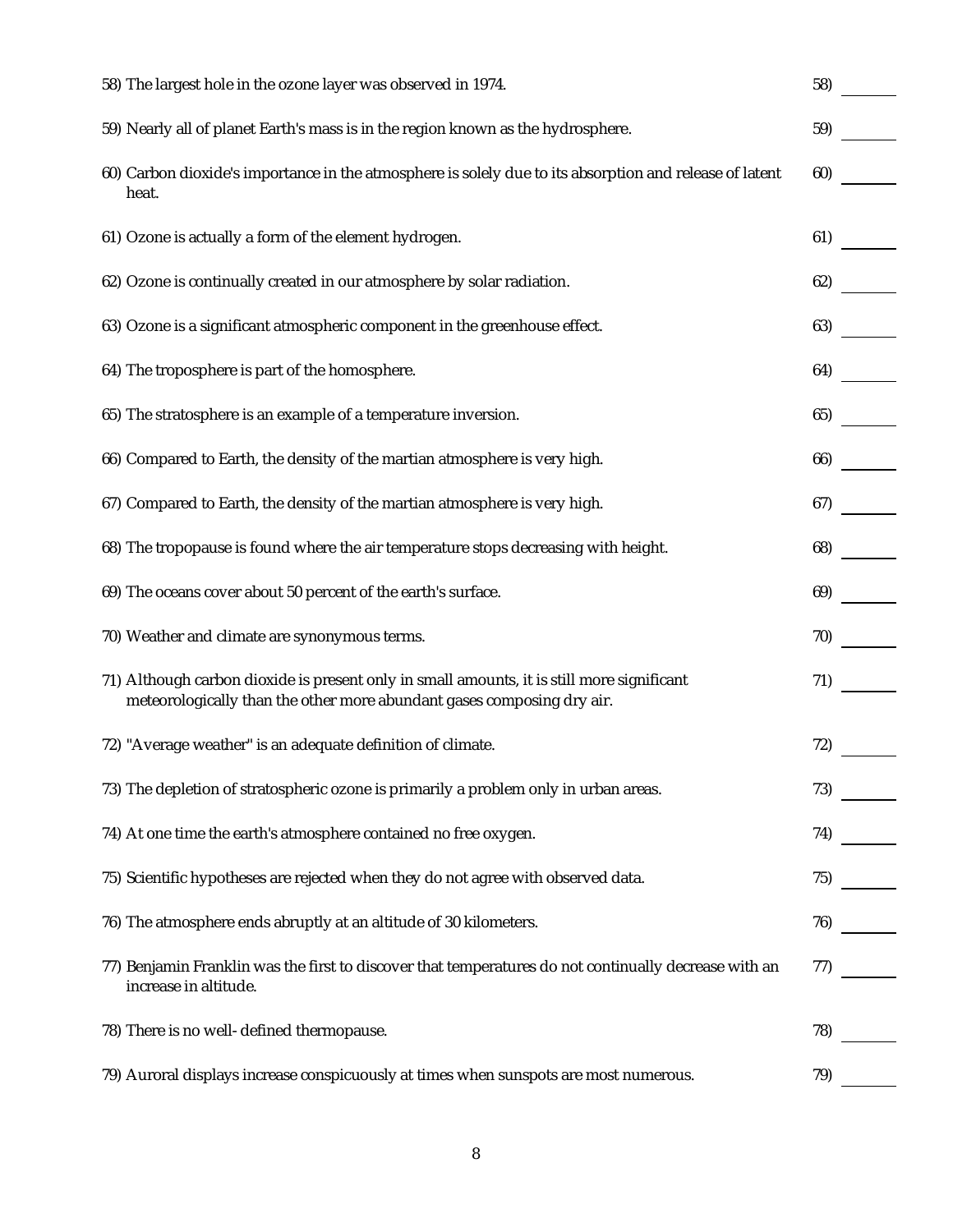58) The largest hole in the ozone layer was observed in 1974. 58) ______

59) Nearly all of planet Earth's mass is in the region known as the hydrosphere. 59) ______

60) Carbon dioxide's importance in the atmosphere is solely due to its absorption and release of latent heat. 60) ______

61) Ozone is actually a form of the element hydrogen. 61) ______

62) Ozone is continually created in our atmosphere by solar radiation. 62) ______

63) Ozone is a significant atmospheric component in the greenhouse effect. 63) ______

64) The troposphere is part of the homosphere. 64) ______

65) The stratosphere is an example of a temperature inversion. 65) ______

66) Compared to Earth, the density of the martian atmosphere is very high. 66) ______

67) Compared to Earth, the density of the martian atmosphere is very high. 67) ______

68) The tropopause is found where the air temperature stops decreasing with height. 68) ______

69) The oceans cover about 50 percent of the earth's surface. 69) ______

70) Weather and climate are synonymous terms. 70) ______

71) Although carbon dioxide is present only in small amounts, it is still more significant meteorologically than the other more abundant gases composing dry air. 71) ______

72) "Average weather" is an adequate definition of climate. 72) ______

73) The depletion of stratospheric ozone is primarily a problem only in urban areas. 73) ______

74) At one time the earth's atmosphere contained no free oxygen. 74) ______

75) Scientific hypotheses are rejected when they do not agree with observed data. 75) ______

76) The atmosphere ends abruptly at an altitude of 30 kilometers. 76) ______

77) Benjamin Franklin was the first to discover that temperatures do not continually decrease with an increase in altitude. 77) ______

78) There is no well- defined thermopause. 78) ______

79) Auroral displays increase conspicuously at times when sunspots are most numerous. 79) ______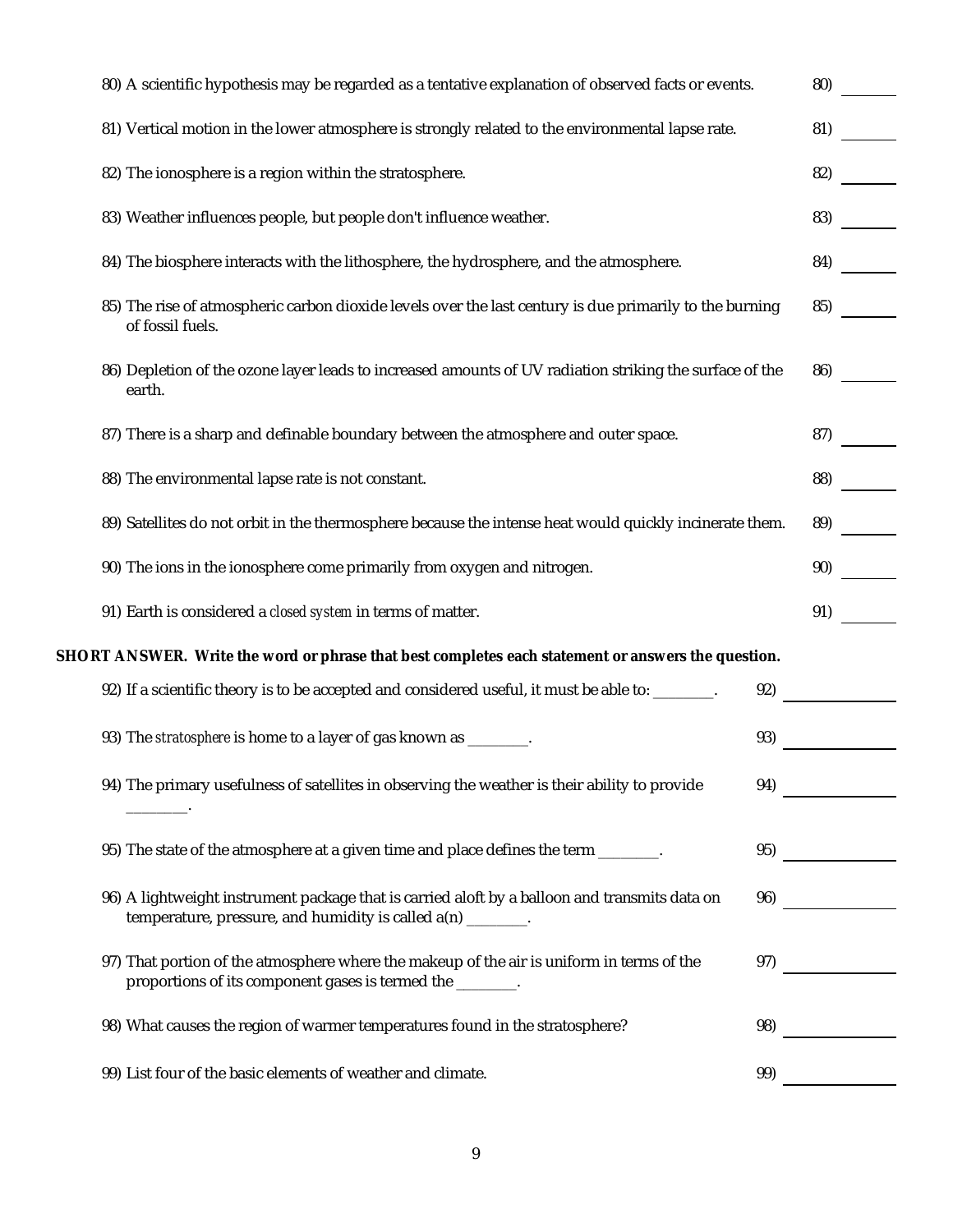80) A scientific hypothesis may be regarded as a tentative explanation of observed facts or events. 80) ______

81) Vertical motion in the lower atmosphere is strongly related to the environmental lapse rate. 81) ______

82) The ionosphere is a region within the stratosphere. 82) ______

83) Weather influences people, but people don't influence weather. 83) ______

84) The biosphere interacts with the lithosphere, the hydrosphere, and the atmosphere. 84) ______

85) The rise of atmospheric carbon dioxide levels over the last century is due primarily to the burning of fossil fuels. 85) ______

86) Depletion of the ozone layer leads to increased amounts of UV radiation striking the surface of the earth. 86) ______

87) There is a sharp and definable boundary between the atmosphere and outer space. 87) ______

88) The environmental lapse rate is not constant. 88) ______

89) Satellites do not orbit in the thermosphere because the intense heat would quickly incinerate them. 89) ______

90) The ions in the ionosphere come primarily from oxygen and nitrogen. 90) ______

91) Earth is considered a *closed system* in terms of matter. 91) ______

**SHORT ANSWER. Write the word or phrase that best completes each statement or answers the question.**

92) If a scientific theory is to be accepted and considered useful, it must be able to: ________. 92) ____________

93) The *stratosphere* is home to a layer of gas known as ________. 93) ____________

94) The primary usefulness of satellites in observing the weather is their ability to provide ________. 94) ____________

95) The state of the atmosphere at a given time and place defines the term ________. 95) ____________

96) A lightweight instrument package that is carried aloft by a balloon and transmits data on temperature, pressure, and humidity is called a(n) ________. 96) ____________

97) That portion of the atmosphere where the makeup of the air is uniform in terms of the proportions of its component gases is termed the ________. 97) ____________

98) What causes the region of warmer temperatures found in the stratosphere? 98) ____________

99) List four of the basic elements of weather and climate. 99) ____________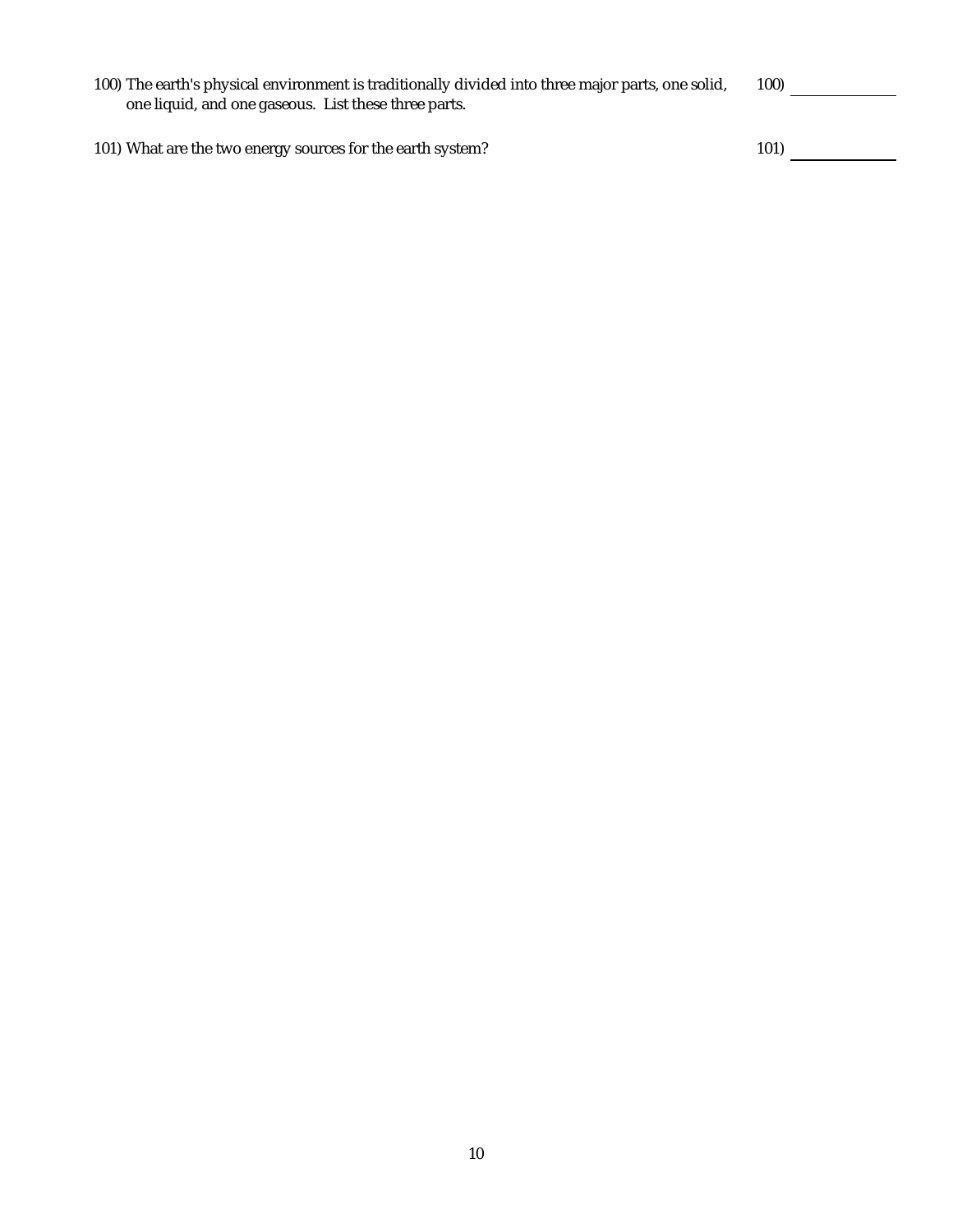100) The earth's physical environment is traditionally divided into three major parts, one solid, one liquid, and one gaseous. List these three parts. 100) ____________

101) What are the two energy sources for the earth system? 101) ____________